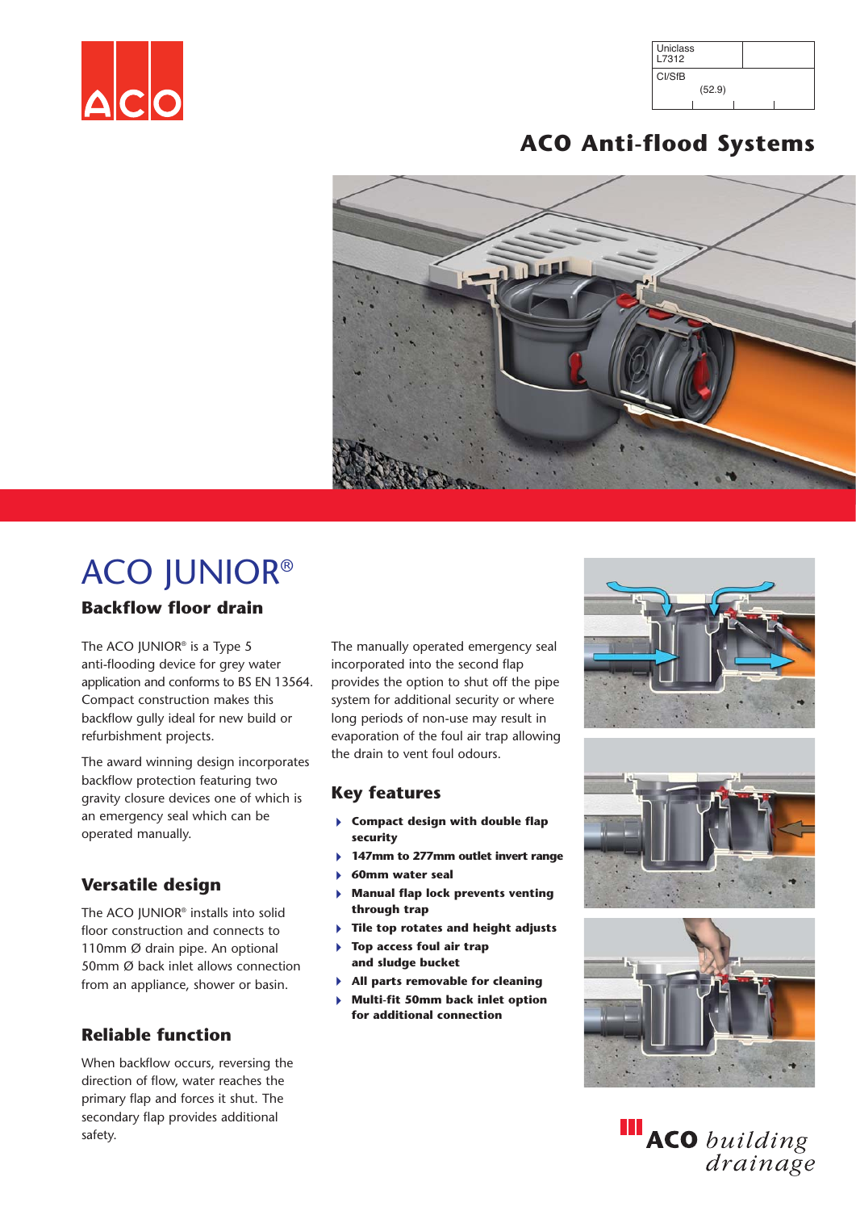| Uniclass L7312 | |
|---|---|
| CI/SfB (52.9) | |

# ACO Anti-flood Systems

# ACO JUNIOR®

## Backflow floor drain

The ACO JUNIOR® is a Type 5 anti-flooding device for grey water application and conforms to BS EN 13564. Compact construction makes this backflow gully ideal for new build or refurbishment projects.

The award winning design incorporates backflow protection featuring two gravity closure devices one of which is an emergency seal which can be operated manually.

## Versatile design

The ACO JUNIOR® installs into solid floor construction and connects to 110mm Ø drain pipe. An optional 50mm Ø back inlet allows connection from an appliance, shower or basin.

## Reliable function

When backflow occurs, reversing the direction of flow, water reaches the primary flap and forces it shut. The secondary flap provides additional safety.

The manually operated emergency seal incorporated into the second flap provides the option to shut off the pipe system for additional security or where long periods of non-use may result in evaporation of the foul air trap allowing the drain to vent foul odours.

## Key features

- **Compact design with double flap security**
- **147mm to 277mm outlet invert range**
- **60mm water seal**
- **Manual flap lock prevents venting through trap**
- **Tile top rotates and height adjusts**
- **Top access foul air trap and sludge bucket**
- **All parts removable for cleaning**
- **Multi-fit 50mm back inlet option for additional connection**

ACO *building drainage*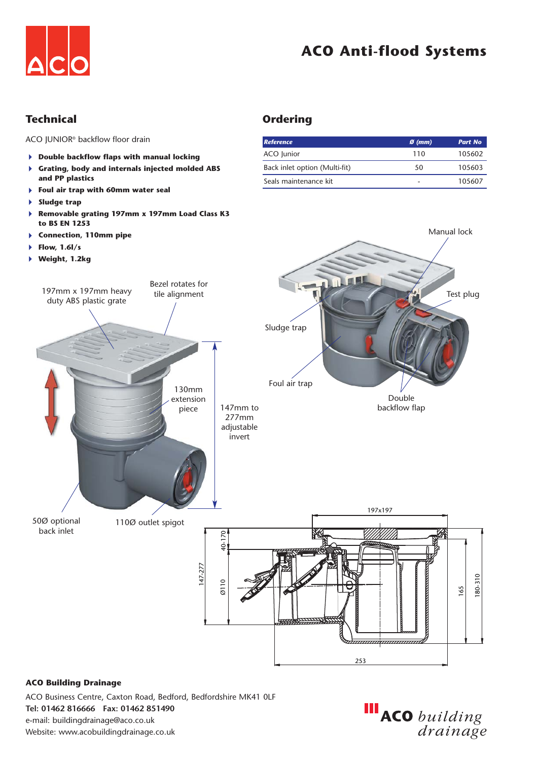# ACO Anti-flood Systems

## Technical

ACO JUNIOR® backflow floor drain

- **Double backflow flaps with manual locking**
- **Grating, body and internals injected molded ABS and PP plastics**
- **Foul air trap with 60mm water seal**
- **Sludge trap**
- **Removable grating 197mm x 197mm Load Class K3 to BS EN 1253**
- **Connection, 110mm pipe**
- **Flow, 1.6l/s**
- **Weight, 1.2kg**

197mm x 197mm heavy duty ABS plastic grate

Bezel rotates for tile alignment

130mm extension piece

147mm to 277mm adjustable invert

50Ø optional back inlet

110Ø outlet spigot

## Ordering

| *Reference* | *Ø (mm)* | *Part No* |
|---|---|---|
| ACO Junior | 110 | 105602 |
| Back inlet option (Multi-fit) | 50 | 105603 |
| Seals maintenance kit | - | 105607 |

Manual lock

Test plug

Sludge trap

Foul air trap

Double backflow flap

197x197

40-170

147-277

Ø110

165

180-310

253

**ACO Building Drainage**

ACO Business Centre, Caxton Road, Bedford, Bedfordshire MK41 0LF

**Tel: 01462 816666 Fax: 01462 851490**

e-mail: buildingdrainage@aco.co.uk

Website: www.acobuildingdrainage.co.uk

**ACO** *building drainage*